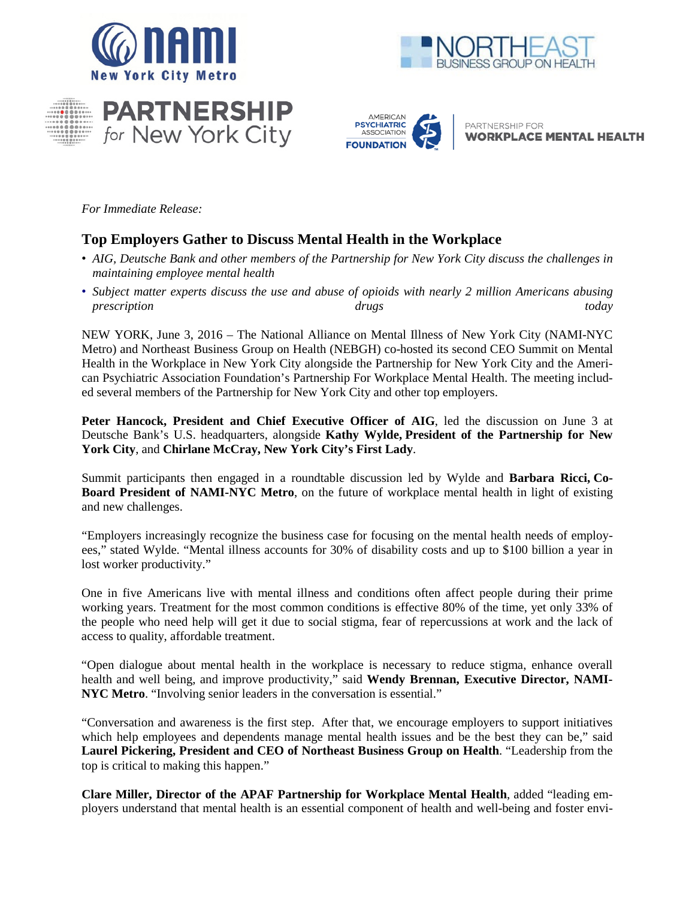*For Immediate Release:*

## Top Employers Gather to Discuss Mental Health in the Workplace

- *AIG, Deutsche Bank and other members of the Partnership for New York City discuss the challenges in maintaining employee mental health*
- *Subject matter experts discuss the use and abuse of opioids with nearly 2 million Americans abusing prescription drugs today*

NEW YORK, June 3, 2016 – The National Alliance on Mental Illness of New York City (NAMI-NYC Metro) and Northeast Business Group on Health (NEBGH) co-hosted its second CEO Summit on Mental Health in the Workplace in New York City alongside the Partnership for New York City and the American Psychiatric Association Foundation's Partnership For Workplace Mental Health. The meeting included several members of the Partnership for New York City and other top employers.

**Peter Hancock, President and Chief Executive Officer of AIG**, led the discussion on June 3 at Deutsche Bank's U.S. headquarters, alongside **Kathy Wylde, President of the Partnership for New York City**, and **Chirlane McCray, New York City's First Lady**.

Summit participants then engaged in a roundtable discussion led by Wylde and **Barbara Ricci, Co-Board President of NAMI-NYC Metro**, on the future of workplace mental health in light of existing and new challenges.

"Employers increasingly recognize the business case for focusing on the mental health needs of employees," stated Wylde. "Mental illness accounts for 30% of disability costs and up to $100 billion a year in lost worker productivity."

One in five Americans live with mental illness and conditions often affect people during their prime working years. Treatment for the most common conditions is effective 80% of the time, yet only 33% of the people who need help will get it due to social stigma, fear of repercussions at work and the lack of access to quality, affordable treatment.

"Open dialogue about mental health in the workplace is necessary to reduce stigma, enhance overall health and well being, and improve productivity," said **Wendy Brennan, Executive Director, NAMI-NYC Metro**. "Involving senior leaders in the conversation is essential."

"Conversation and awareness is the first step. After that, we encourage employers to support initiatives which help employees and dependents manage mental health issues and be the best they can be," said **Laurel Pickering, President and CEO of Northeast Business Group on Health**. "Leadership from the top is critical to making this happen."

**Clare Miller, Director of the APAF Partnership for Workplace Mental Health**, added "leading employers understand that mental health is an essential component of health and well-being and foster envi-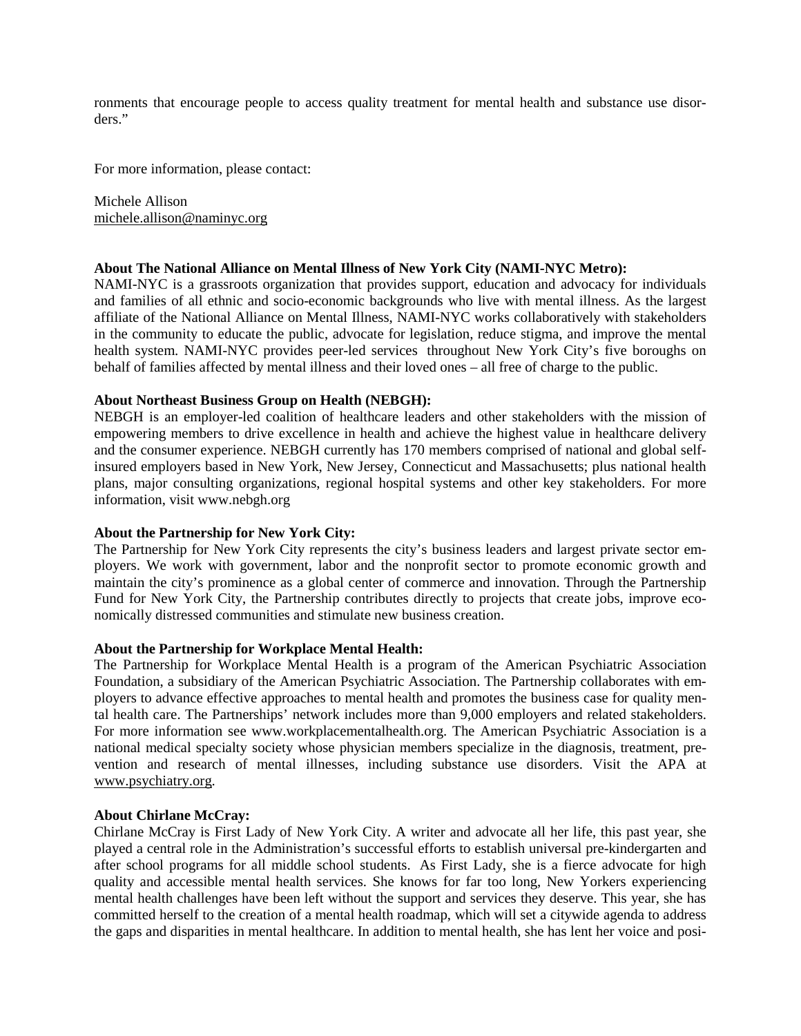ronments that encourage people to access quality treatment for mental health and substance use disorders."

For more information, please contact:

Michele Allison
michele.allison@naminyc.org

**About The National Alliance on Mental Illness of New York City (NAMI-NYC Metro):**
NAMI-NYC is a grassroots organization that provides support, education and advocacy for individuals and families of all ethnic and socio-economic backgrounds who live with mental illness. As the largest affiliate of the National Alliance on Mental Illness, NAMI-NYC works collaboratively with stakeholders in the community to educate the public, advocate for legislation, reduce stigma, and improve the mental health system. NAMI-NYC provides peer-led services throughout New York City's five boroughs on behalf of families affected by mental illness and their loved ones – all free of charge to the public.

**About Northeast Business Group on Health (NEBGH):**
NEBGH is an employer-led coalition of healthcare leaders and other stakeholders with the mission of empowering members to drive excellence in health and achieve the highest value in healthcare delivery and the consumer experience. NEBGH currently has 170 members comprised of national and global self-insured employers based in New York, New Jersey, Connecticut and Massachusetts; plus national health plans, major consulting organizations, regional hospital systems and other key stakeholders. For more information, visit www.nebgh.org

**About the Partnership for New York City:**
The Partnership for New York City represents the city's business leaders and largest private sector employers. We work with government, labor and the nonprofit sector to promote economic growth and maintain the city's prominence as a global center of commerce and innovation. Through the Partnership Fund for New York City, the Partnership contributes directly to projects that create jobs, improve economically distressed communities and stimulate new business creation.

**About the Partnership for Workplace Mental Health:**
The Partnership for Workplace Mental Health is a program of the American Psychiatric Association Foundation, a subsidiary of the American Psychiatric Association. The Partnership collaborates with employers to advance effective approaches to mental health and promotes the business case for quality mental health care. The Partnerships' network includes more than 9,000 employers and related stakeholders. For more information see www.workplacementalhealth.org. The American Psychiatric Association is a national medical specialty society whose physician members specialize in the diagnosis, treatment, prevention and research of mental illnesses, including substance use disorders. Visit the APA at www.psychiatry.org.

**About Chirlane McCray:**
Chirlane McCray is First Lady of New York City. A writer and advocate all her life, this past year, she played a central role in the Administration's successful efforts to establish universal pre-kindergarten and after school programs for all middle school students. As First Lady, she is a fierce advocate for high quality and accessible mental health services. She knows for far too long, New Yorkers experiencing mental health challenges have been left without the support and services they deserve. This year, she has committed herself to the creation of a mental health roadmap, which will set a citywide agenda to address the gaps and disparities in mental healthcare. In addition to mental health, she has lent her voice and posi-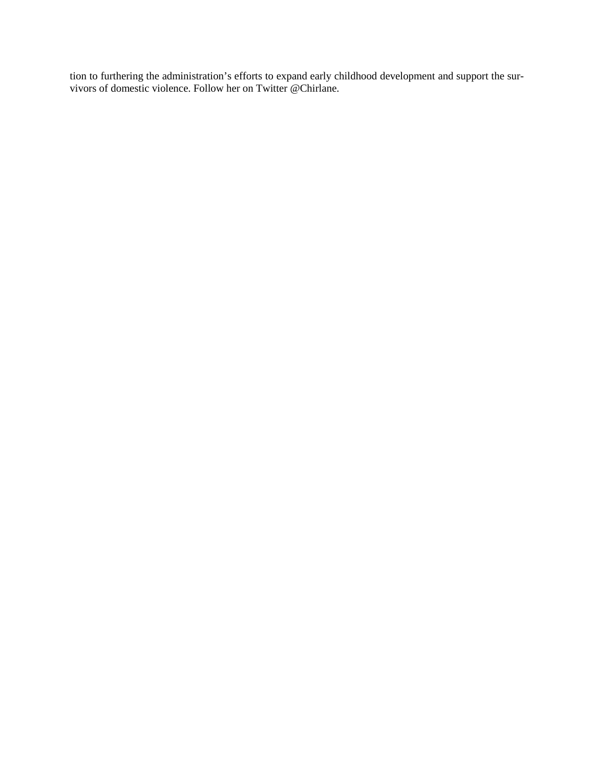tion to furthering the administration's efforts to expand early childhood development and support the survivors of domestic violence. Follow her on Twitter @Chirlane.